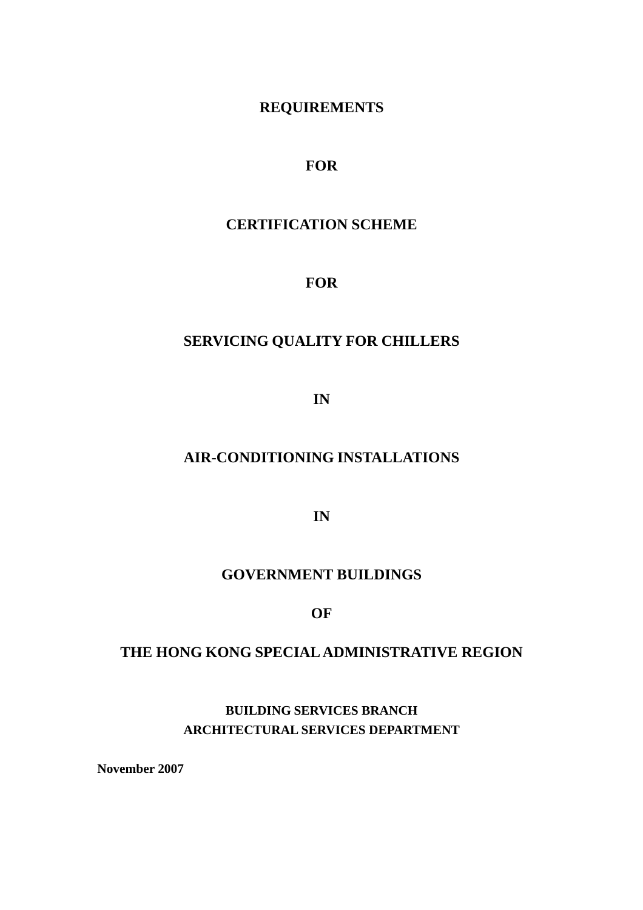# REQUIREMENTS

# FOR

# CERTIFICATION SCHEME

# FOR

# SERVICING QUALITY FOR CHILLERS

# IN

# AIR-CONDITIONING INSTALLATIONS

# IN

# GOVERNMENT BUILDINGS

# OF

# THE HONG KONG SPECIAL ADMINISTRATIVE REGION

**BUILDING SERVICES BRANCH**
**ARCHITECTURAL SERVICES DEPARTMENT**

**November 2007**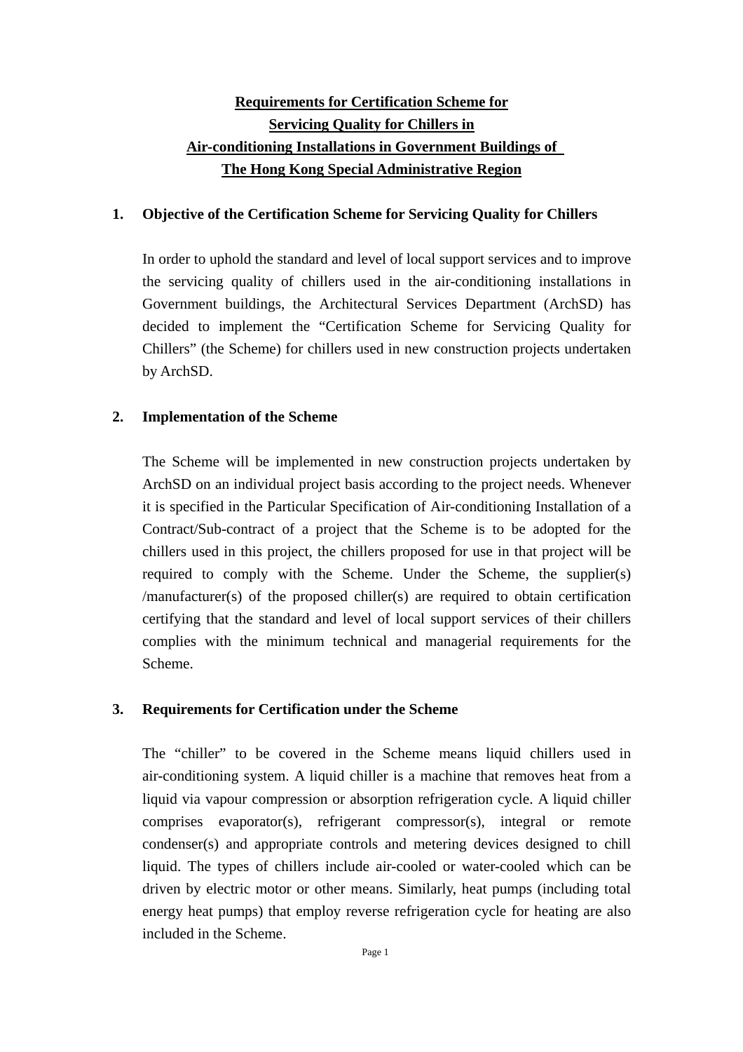# Requirements for Certification Scheme for Servicing Quality for Chillers in Air-conditioning Installations in Government Buildings of The Hong Kong Special Administrative Region

## 1. Objective of the Certification Scheme for Servicing Quality for Chillers

In order to uphold the standard and level of local support services and to improve the servicing quality of chillers used in the air-conditioning installations in Government buildings, the Architectural Services Department (ArchSD) has decided to implement the "Certification Scheme for Servicing Quality for Chillers" (the Scheme) for chillers used in new construction projects undertaken by ArchSD.

## 2. Implementation of the Scheme

The Scheme will be implemented in new construction projects undertaken by ArchSD on an individual project basis according to the project needs. Whenever it is specified in the Particular Specification of Air-conditioning Installation of a Contract/Sub-contract of a project that the Scheme is to be adopted for the chillers used in this project, the chillers proposed for use in that project will be required to comply with the Scheme. Under the Scheme, the supplier(s) /manufacturer(s) of the proposed chiller(s) are required to obtain certification certifying that the standard and level of local support services of their chillers complies with the minimum technical and managerial requirements for the Scheme.

## 3. Requirements for Certification under the Scheme

The "chiller" to be covered in the Scheme means liquid chillers used in air-conditioning system. A liquid chiller is a machine that removes heat from a liquid via vapour compression or absorption refrigeration cycle. A liquid chiller comprises evaporator(s), refrigerant compressor(s), integral or remote condenser(s) and appropriate controls and metering devices designed to chill liquid. The types of chillers include air-cooled or water-cooled which can be driven by electric motor or other means. Similarly, heat pumps (including total energy heat pumps) that employ reverse refrigeration cycle for heating are also included in the Scheme.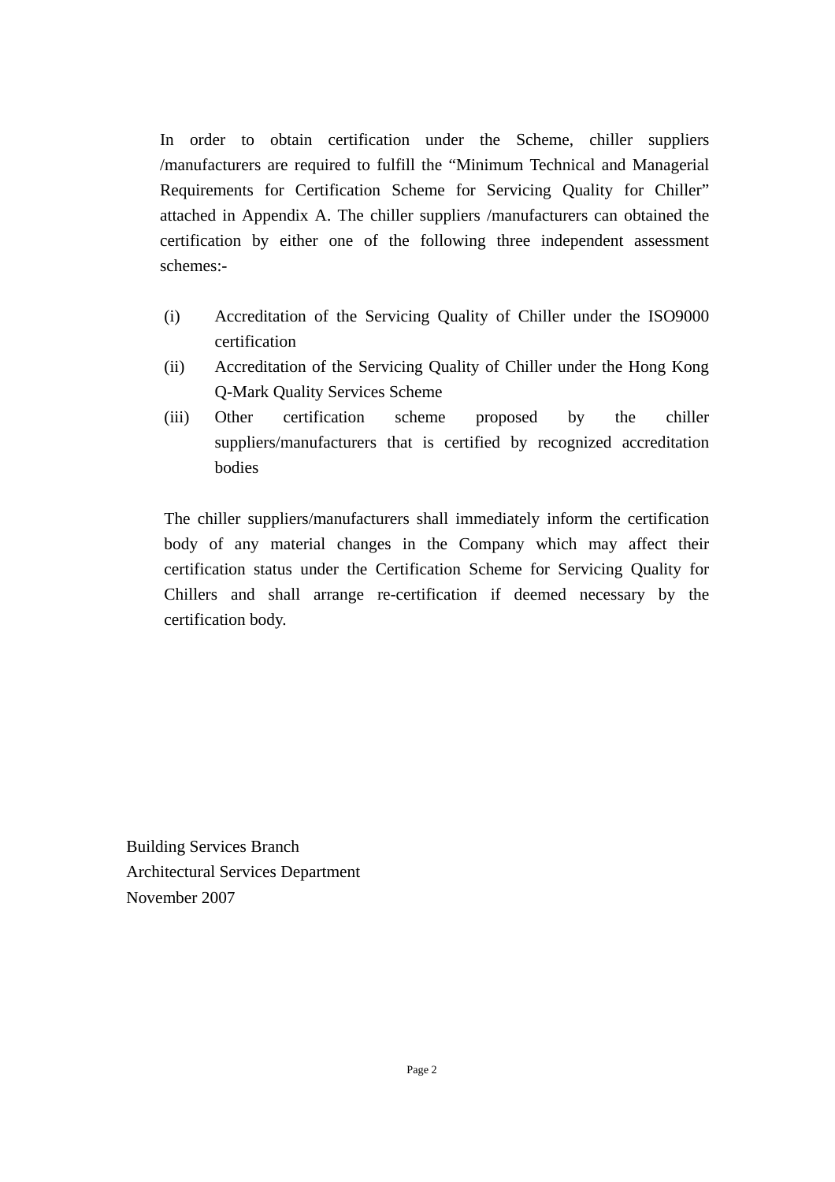In order to obtain certification under the Scheme, chiller suppliers /manufacturers are required to fulfill the "Minimum Technical and Managerial Requirements for Certification Scheme for Servicing Quality for Chiller" attached in Appendix A. The chiller suppliers /manufacturers can obtained the certification by either one of the following three independent assessment schemes:-

(i) Accreditation of the Servicing Quality of Chiller under the ISO9000 certification

(ii) Accreditation of the Servicing Quality of Chiller under the Hong Kong Q-Mark Quality Services Scheme

(iii) Other certification scheme proposed by the chiller suppliers/manufacturers that is certified by recognized accreditation bodies

The chiller suppliers/manufacturers shall immediately inform the certification body of any material changes in the Company which may affect their certification status under the Certification Scheme for Servicing Quality for Chillers and shall arrange re-certification if deemed necessary by the certification body.

Building Services Branch
Architectural Services Department
November 2007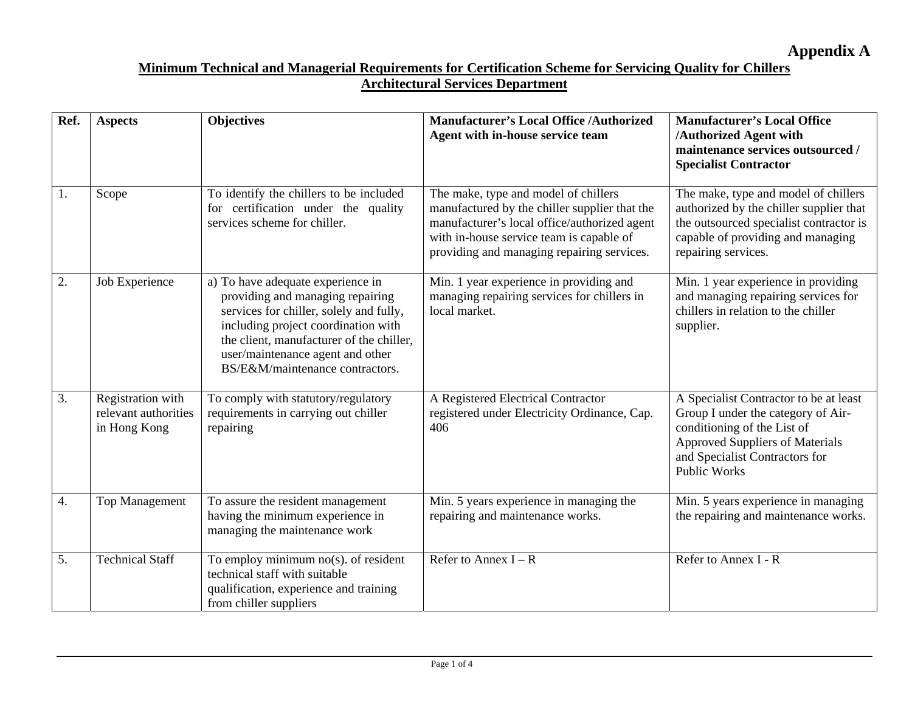**Appendix A**

**Minimum Technical and Managerial Requirements for Certification Scheme for Servicing Quality for Chillers**
**Architectural Services Department**

| Ref. | Aspects | Objectives | Manufacturer's Local Office /Authorized Agent with in-house service team | Manufacturer's Local Office /Authorized Agent with maintenance services outsourced / Specialist Contractor |
|---|---|---|---|---|
| 1. | Scope | To identify the chillers to be included for certification under the quality services scheme for chiller. | The make, type and model of chillers manufactured by the chiller supplier that the manufacturer's local office/authorized agent with in-house service team is capable of providing and managing repairing services. | The make, type and model of chillers authorized by the chiller supplier that the outsourced specialist contractor is capable of providing and managing repairing services. |
| 2. | Job Experience | a) To have adequate experience in providing and managing repairing services for chiller, solely and fully, including project coordination with the client, manufacturer of the chiller, user/maintenance agent and other BS/E&M/maintenance contractors. | Min. 1 year experience in providing and managing repairing services for chillers in local market. | Min. 1 year experience in providing and managing repairing services for chillers in relation to the chiller supplier. |
| 3. | Registration with relevant authorities in Hong Kong | To comply with statutory/regulatory requirements in carrying out chiller repairing | A Registered Electrical Contractor registered under Electricity Ordinance, Cap. 406 | A Specialist Contractor to be at least Group I under the category of Air-conditioning of the List of Approved Suppliers of Materials and Specialist Contractors for Public Works |
| 4. | Top Management | To assure the resident management having the minimum experience in managing the maintenance work | Min. 5 years experience in managing the repairing and maintenance works. | Min. 5 years experience in managing the repairing and maintenance works. |
| 5. | Technical Staff | To employ minimum no(s). of resident technical staff with suitable qualification, experience and training from chiller suppliers | Refer to Annex I – R | Refer to Annex I - R |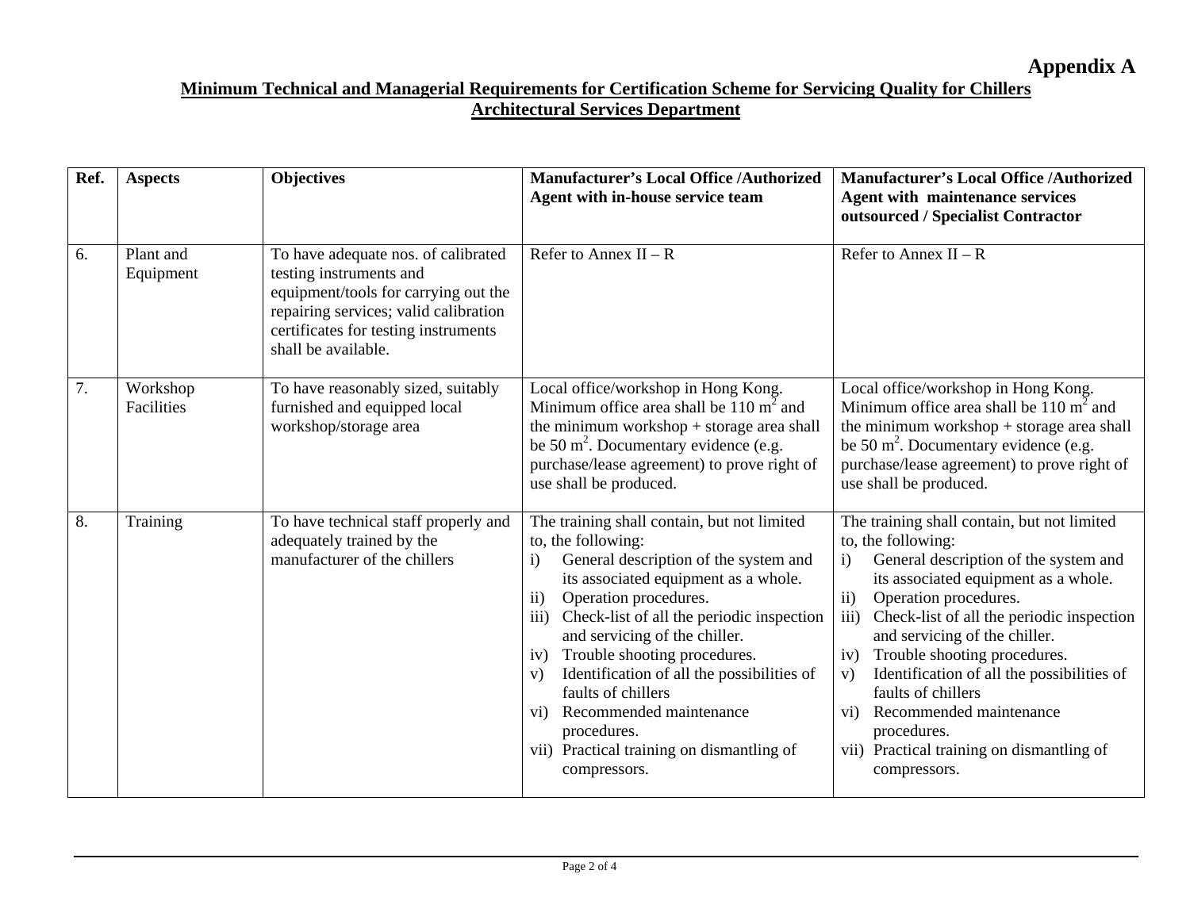**Appendix A**

**Minimum Technical and Managerial Requirements for Certification Scheme for Servicing Quality for Chillers**
**Architectural Services Department**

| Ref. | Aspects | Objectives | Manufacturer's Local Office /Authorized Agent with in-house service team | Manufacturer's Local Office /Authorized Agent with maintenance services outsourced / Specialist Contractor |
|---|---|---|---|---|
| 6. | Plant and Equipment | To have adequate nos. of calibrated testing instruments and equipment/tools for carrying out the repairing services; valid calibration certificates for testing instruments shall be available. | Refer to Annex II – R | Refer to Annex II – R |
| 7. | Workshop Facilities | To have reasonably sized, suitably furnished and equipped local workshop/storage area | Local office/workshop in Hong Kong. Minimum office area shall be 110 $m^2$ and the minimum workshop + storage area shall be 50 $m^2$. Documentary evidence (e.g. purchase/lease agreement) to prove right of use shall be produced. | Local office/workshop in Hong Kong. Minimum office area shall be 110 $m^2$ and the minimum workshop + storage area shall be 50 $m^2$. Documentary evidence (e.g. purchase/lease agreement) to prove right of use shall be produced. |
| 8. | Training | To have technical staff properly and adequately trained by the manufacturer of the chillers | The training shall contain, but not limited to, the following:<br>i) General description of the system and its associated equipment as a whole.<br>ii) Operation procedures.<br>iii) Check-list of all the periodic inspection and servicing of the chiller.<br>iv) Trouble shooting procedures.<br>v) Identification of all the possibilities of faults of chillers<br>vi) Recommended maintenance procedures.<br>vii) Practical training on dismantling of compressors. | The training shall contain, but not limited to, the following:<br>i) General description of the system and its associated equipment as a whole.<br>ii) Operation procedures.<br>iii) Check-list of all the periodic inspection and servicing of the chiller.<br>iv) Trouble shooting procedures.<br>v) Identification of all the possibilities of faults of chillers<br>vi) Recommended maintenance procedures.<br>vii) Practical training on dismantling of compressors. |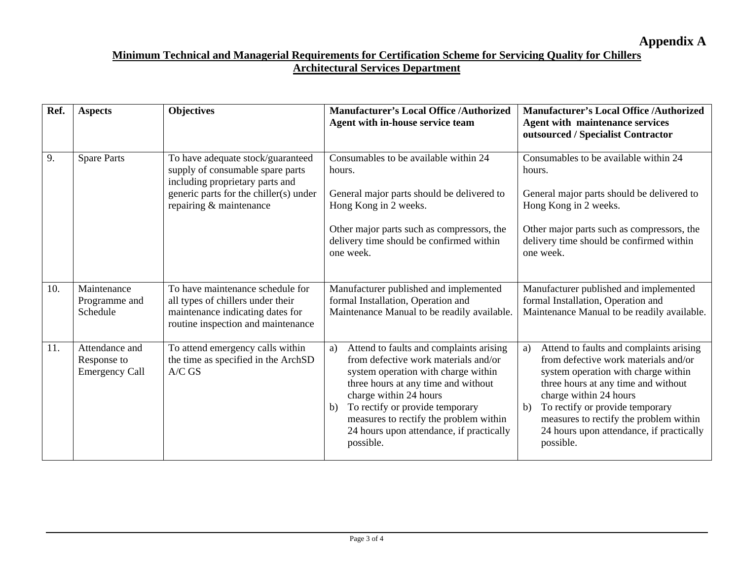**Appendix A**

**Minimum Technical and Managerial Requirements for Certification Scheme for Servicing Quality for Chillers**
**Architectural Services Department**

| Ref. | Aspects | Objectives | Manufacturer's Local Office /Authorized Agent with in-house service team | Manufacturer's Local Office /Authorized Agent with maintenance services outsourced / Specialist Contractor |
|---|---|---|---|---|
| 9. | Spare Parts | To have adequate stock/guaranteed supply of consumable spare parts including proprietary parts and generic parts for the chiller(s) under repairing & maintenance | Consumables to be available within 24 hours.<br><br>General major parts should be delivered to Hong Kong in 2 weeks.<br><br>Other major parts such as compressors, the delivery time should be confirmed within one week. | Consumables to be available within 24 hours.<br><br>General major parts should be delivered to Hong Kong in 2 weeks.<br><br>Other major parts such as compressors, the delivery time should be confirmed within one week. |
| 10. | Maintenance Programme and Schedule | To have maintenance schedule for all types of chillers under their maintenance indicating dates for routine inspection and maintenance | Manufacturer published and implemented formal Installation, Operation and Maintenance Manual to be readily available. | Manufacturer published and implemented formal Installation, Operation and Maintenance Manual to be readily available. |
| 11. | Attendance and Response to Emergency Call | To attend emergency calls within the time as specified in the ArchSD A/C GS | a) Attend to faults and complaints arising from defective work materials and/or system operation with charge within three hours at any time and without charge within 24 hours<br>b) To rectify or provide temporary measures to rectify the problem within 24 hours upon attendance, if practically possible. | a) Attend to faults and complaints arising from defective work materials and/or system operation with charge within three hours at any time and without charge within 24 hours<br>b) To rectify or provide temporary measures to rectify the problem within 24 hours upon attendance, if practically possible. |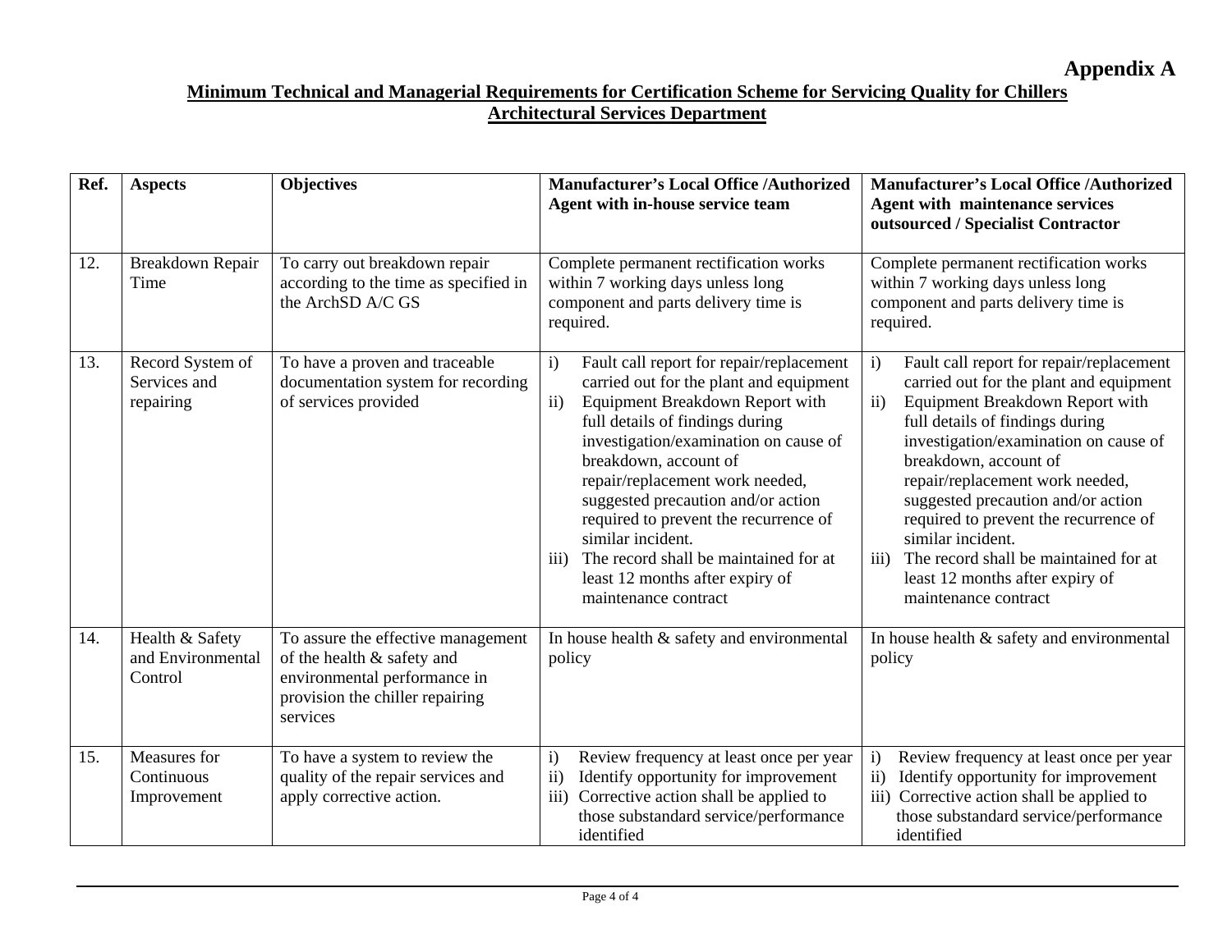**Appendix A**

**Minimum Technical and Managerial Requirements for Certification Scheme for Servicing Quality for Chillers**
**Architectural Services Department**

| Ref. | Aspects | Objectives | Manufacturer's Local Office /Authorized Agent with in-house service team | Manufacturer's Local Office /Authorized Agent with maintenance services outsourced / Specialist Contractor |
|---|---|---|---|---|
| 12. | Breakdown Repair Time | To carry out breakdown repair according to the time as specified in the ArchSD A/C GS | Complete permanent rectification works within 7 working days unless long component and parts delivery time is required. | Complete permanent rectification works within 7 working days unless long component and parts delivery time is required. |
| 13. | Record System of Services and repairing | To have a proven and traceable documentation system for recording of services provided | i) Fault call report for repair/replacement carried out for the plant and equipment<br>ii) Equipment Breakdown Report with full details of findings during investigation/examination on cause of breakdown, account of repair/replacement work needed, suggested precaution and/or action required to prevent the recurrence of similar incident.<br>iii) The record shall be maintained for at least 12 months after expiry of maintenance contract | i) Fault call report for repair/replacement carried out for the plant and equipment<br>ii) Equipment Breakdown Report with full details of findings during investigation/examination on cause of breakdown, account of repair/replacement work needed, suggested precaution and/or action required to prevent the recurrence of similar incident.<br>iii) The record shall be maintained for at least 12 months after expiry of maintenance contract |
| 14. | Health & Safety and Environmental Control | To assure the effective management of the health & safety and environmental performance in provision the chiller repairing services | In house health & safety and environmental policy | In house health & safety and environmental policy |
| 15. | Measures for Continuous Improvement | To have a system to review the quality of the repair services and apply corrective action. | i) Review frequency at least once per year<br>ii) Identify opportunity for improvement<br>iii) Corrective action shall be applied to those substandard service/performance identified | i) Review frequency at least once per year<br>ii) Identify opportunity for improvement<br>iii) Corrective action shall be applied to those substandard service/performance identified |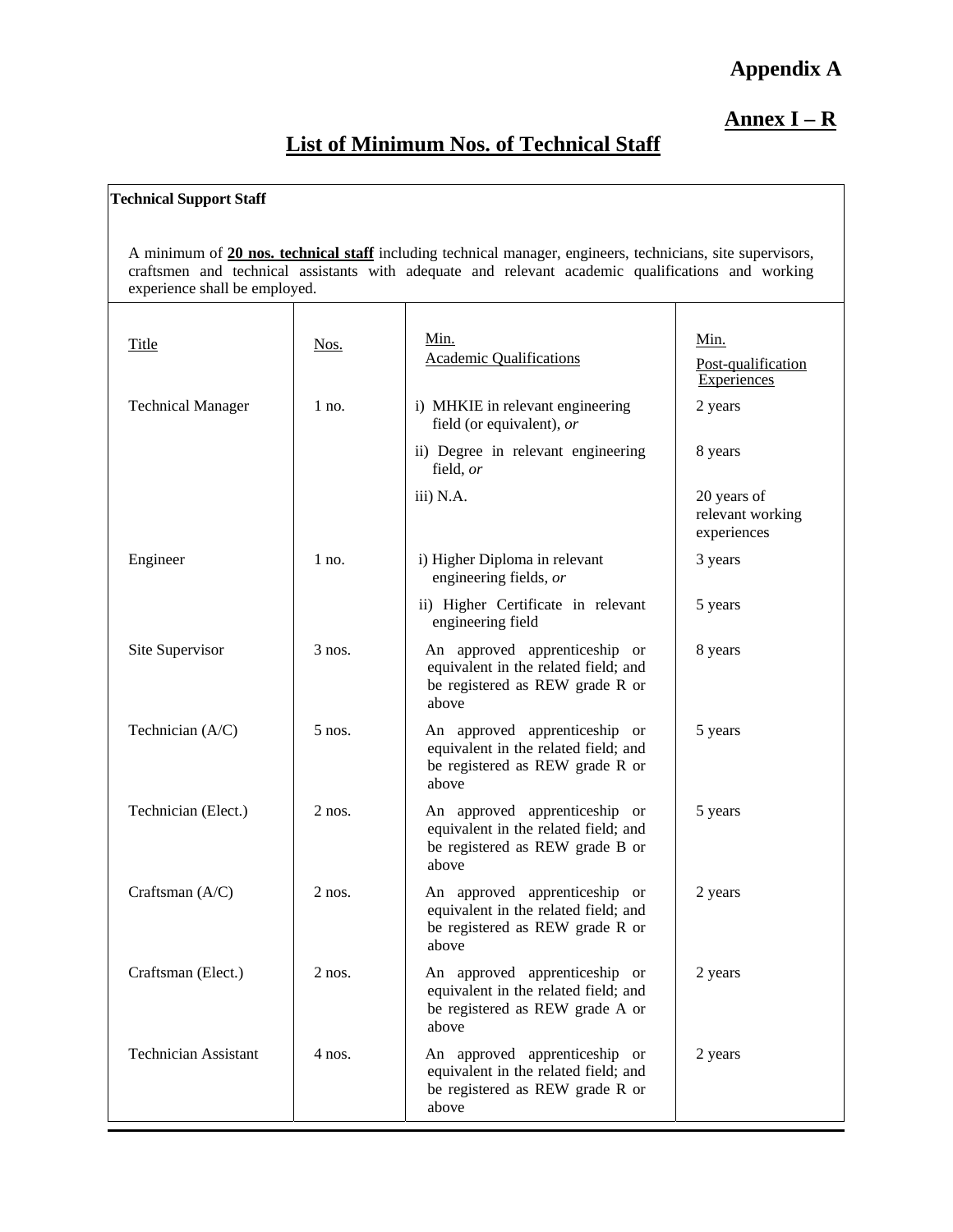**Appendix A**

**Annex I – R**

# List of Minimum Nos. of Technical Staff

**Technical Support Staff**

A minimum of **20 nos. technical staff** including technical manager, engineers, technicians, site supervisors, craftsmen and technical assistants with adequate and relevant academic qualifications and working experience shall be employed.

| Title | Nos. | Min. Academic Qualifications | Min. Post-qualification Experiences |
|---|---|---|---|
| Technical Manager | 1 no. | i) MHKIE in relevant engineering field (or equivalent), *or* | 2 years |
| | | ii) Degree in relevant engineering field, *or* | 8 years |
| | | iii) N.A. | 20 years of relevant working experiences |
| Engineer | 1 no. | i) Higher Diploma in relevant engineering fields, *or* | 3 years |
| | | ii) Higher Certificate in relevant engineering field | 5 years |
| Site Supervisor | 3 nos. | An approved apprenticeship or equivalent in the related field; and be registered as REW grade R or above | 8 years |
| Technician (A/C) | 5 nos. | An approved apprenticeship or equivalent in the related field; and be registered as REW grade R or above | 5 years |
| Technician (Elect.) | 2 nos. | An approved apprenticeship or equivalent in the related field; and be registered as REW grade B or above | 5 years |
| Craftsman (A/C) | 2 nos. | An approved apprenticeship or equivalent in the related field; and be registered as REW grade R or above | 2 years |
| Craftsman (Elect.) | 2 nos. | An approved apprenticeship or equivalent in the related field; and be registered as REW grade A or above | 2 years |
| Technician Assistant | 4 nos. | An approved apprenticeship or equivalent in the related field; and be registered as REW grade R or above | 2 years |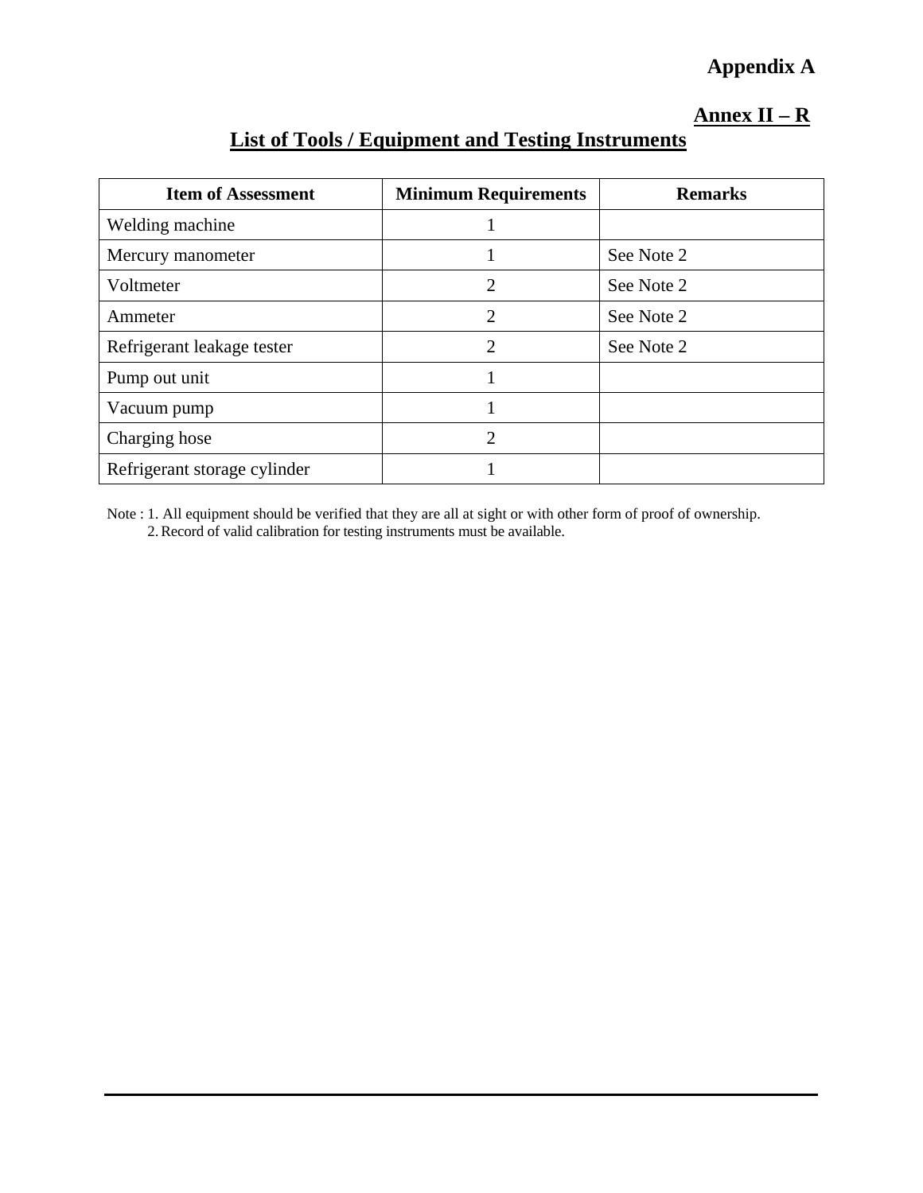**Appendix A**

**Annex II – R**

## List of Tools / Equipment and Testing Instruments

| Item of Assessment | Minimum Requirements | Remarks |
|---|---|---|
| Welding machine | 1 | |
| Mercury manometer | 1 | See Note 2 |
| Voltmeter | 2 | See Note 2 |
| Ammeter | 2 | See Note 2 |
| Refrigerant leakage tester | 2 | See Note 2 |
| Pump out unit | 1 | |
| Vacuum pump | 1 | |
| Charging hose | 2 | |
| Refrigerant storage cylinder | 1 | |

Note : 1. All equipment should be verified that they are all at sight or with other form of proof of ownership.
2. Record of valid calibration for testing instruments must be available.